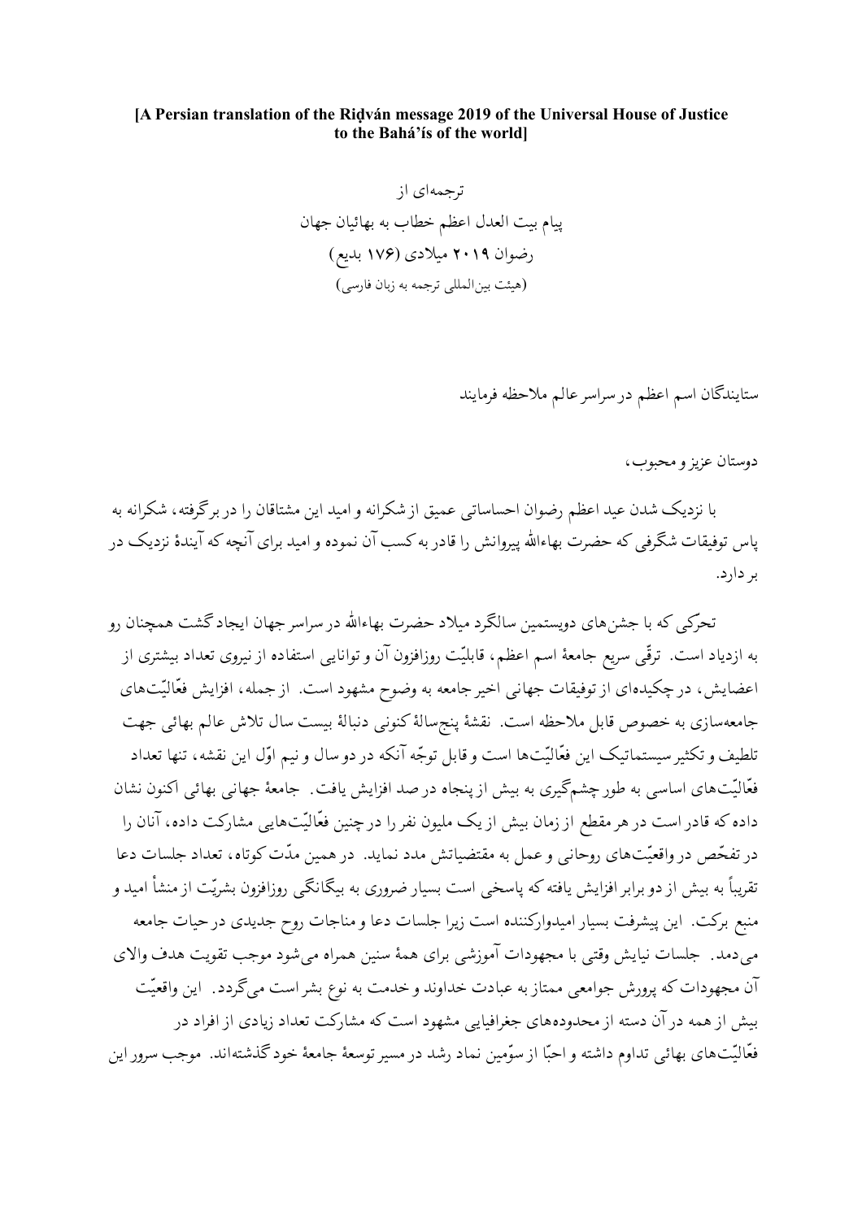**[A Persian translation of the Riḍván message 2019 of the Universal House of Justice to the Bahá'ís of the world]**

ترجمه‌ای از
پیام بیت العدل اعظم خطاب به بهائیان جهان
رضوان ۲۰۱۹ میلادی (۱۷۶ بدیع)
(هیئت بین‌المللی ترجمه به زبان فارسی)

ستایندگان اسم اعظم در سراسر عالم ملاحظه فرمایند

دوستان عزیز و محبوب،

با نزدیک شدن عید اعظم رضوان احساساتی عمیق از شکرانه و امید این مشتاقان را در برگرفته، شکرانه به پاس توفیقات شگرفی که حضرت بهاءالله پیروانش را قادر به کسب آن نموده و امید برای آنچه که آیندهٔ نزدیک در بر دارد.

تحرّکی که با جشن‌های دویستمین سالگرد میلاد حضرت بهاءالله در سراسر جهان ایجاد گشت همچنان رو به ازدیاد است. ترقّی سریع جامعهٔ اسم اعظم، قابلیّت روزافزون آن و توانایی استفاده از نیروی تعداد بیشتری از اعضایش، در چکیده‌ای از توفیقات جهانی اخیر جامعه به وضوح مشهود است. از جمله، افزایش فعّالیّت‌های جامعه‌سازی به خصوص قابل ملاحظه است. نقشهٔ پنج‌سالهٔ کنونی دنبالهٔ بیست سال تلاش عالم بهائی جهت تلطیف و تکثیر سیستماتیک این فعّالیّت‌ها است و قابل توجّه آنکه در دو سال و نیم اوّل این نقشه، تنها تعداد فعّالیّت‌های اساسی به طور چشم‌گیری به بیش از پنجاه در صد افزایش یافت. جامعهٔ جهانی بهائی اکنون نشان داده که قادر است در هر مقطع از زمان بیش از یک ملیون نفر را در چنین فعّالیّت‌هایی مشارکت داده، آنان را در تفحّص در واقعیّت‌های روحانی و عمل به مقتضیاتش مدد نماید. در همین مدّت کوتاه، تعداد جلسات دعا تقریباً به بیش از دو برابر افزایش یافته که پاسخی است بسیار ضروری به بیگانگی روزافزون بشریّت از منشأ امید و منبع برکت. این پیشرفت بسیار امیدوارکننده است زیرا جلسات دعا و مناجات روح جدیدی در حیات جامعه می‌دمد. جلسات نیایش وقتی با مجهودات آموزشی برای همهٔ سنین همراه می‌شود موجب تقویت هدف والای آن مجهودات که پرورش جوامعی ممتاز به عبادت خداوند و خدمت به نوع بشر است می‌گردد. این واقعیّت بیش از همه در آن دسته از محدوده‌های جغرافیایی مشهود است که مشارکت تعداد زیادی از افراد در فعّالیّت‌های بهائی تداوم داشته و احبّا از سوّمین نماد رشد در مسیر توسعهٔ جامعهٔ خود گذشته‌اند. موجب سرور این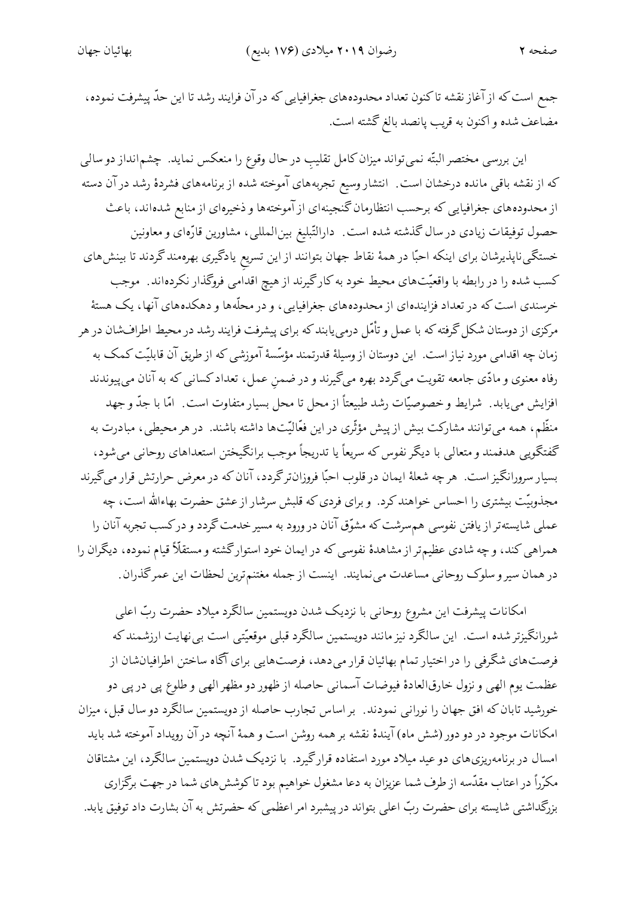جمع است که از آغاز نقشه تا کنون تعداد محدوده‌های جغرافیایی که در آن فرایند رشد تا این حدّ پیشرفت نموده، مضاعف شده و اکنون به قریب پانصد بالغ گشته است.

این بررسی مختصر البتّه نمی‌تواند میزان کامل تقلیبِ در حال وقوع را منعکس نماید. چشم‌انداز دو سالی که از نقشه باقی مانده درخشان است. انتشار وسیع تجربه‌های آموخته شده از برنامه‌های فشردۀ رشد در آن دسته از محدوده‌های جغرافیایی که برحسب انتظارمان گنجینه‌ای از آموخته‌ها و ذخیره‌ای از منابع شده‌اند، باعث حصول توفیقات زیادی در سال گذشته شده است. دارالتّبلیغ بین‌المللی، مشاورین قارّه‌ای و معاونین خستگی‌ناپذیرشان برای اینکه احبّا در همۀ نقاط جهان بتوانند از این تسریعِ یادگیری بهره‌مند گردند تا بینش‌های کسب شده را در رابطه با واقعیّت‌های محیط خود به کار گیرند از هیچ اقدامی فروگذار نکرده‌اند. موجب خرسندی است که در تعداد فزاینده‌ای از محدوده‌های جغرافیایی، و در محلّه‌ها و دهکده‌های آنها، یک هستۀ مرکزی از دوستان شکل گرفته که با عمل و تأمّل درمی‌یابند که برای پیشرفت فرایند رشد در محیط اطرافشان در هر زمان چه اقدامی مورد نیاز است. این دوستان از وسیلۀ قدرتمند مؤسّسۀ آموزشی که از طریق آن قابلیّت کمک به رفاه معنوی و مادّی جامعه تقویت می‌گردد بهره می‌گیرند و در ضمنِ عمل، تعداد کسانی که به آنان می‌پیوندند افزایش می‌یابد. شرایط و خصوصیّات رشد طبیعتاً از محل تا محل بسیار متفاوت است. امّا با جدّ و جهد منظّم، همه می‌توانند مشارکت بیش از پیش مؤثّری در این فعّالیّت‌ها داشته باشند. در هر محیطی، مبادرت به گفتگویی هدفمند و متعالی با دیگر نفوس که سریعاً یا تدریجاً موجب برانگیختن استعدادهای روحانی می‌شود، بسیار سرورانگیز است. هر چه شعلۀ ایمان در قلوب احبّا فروزان‌تر گردد، آنان که در معرض حرارتش قرار می‌گیرند مجذوبیّت بیشتری را احساس خواهند کرد. و برای فردی که قلبش سرشار از عشق حضرت بهاءالله است، چه عملی شایسته‌تر از یافتن نفوسی هم‌سرشت که مشوّق آنان در ورود به مسیر خدمت گردد و در کسب تجربه آنان را همراهی کند، و چه شادی عظیم‌تر از مشاهدۀ نفوسی که در ایمان خود استوار گشته و مستقلاً قیام نموده، دیگران را در همان سیر و سلوک روحانی مساعدت می‌نمایند. اینست از جمله مغتنم‌ترین لحظات این عمرگذران.

امکانات پیشرفت این مشروع روحانی با نزدیک شدن دویستمین سالگرد میلاد حضرت ربّ اعلی شورانگیزتر شده است. این سالگرد نیز مانند دویستمین سالگرد قبلی موقعیّتی است بی نهایت ارزشمند که فرصت‌های شگرفی را در اختیار تمام بهائیان قرار می‌دهد، فرصت‌هایی برای آگاه ساختن اطرافیانشان از عظمت یوم الهی و نزول خارق‌العادۀ فیوضات آسمانی حاصله از ظهور دو مظهر الهی و طلوع پی در پی دو خورشید تابان که افق جهان را نورانی نمودند. بر اساس تجارب حاصله از دویستمین سالگرد دو سال قبل، میزان امکانات موجود در دو دور (شش ماه) آیندۀ نقشه بر همه روشن است و همۀ آنچه در آن رویداد آموخته شد باید امسال در برنامه‌ریزی‌های دو عید میلاد مورد استفاده قرار گیرد. با نزدیک شدن دویستمین سالگرد، این مشتاقان مکرّراً در اعتاب مقدّسه از طرف شما عزیزان به دعا مشغول خواهیم بود تا کوشش‌های شما در جهت برگزاری بزرگداشتی شایسته برای حضرت ربّ اعلی بتواند در پیشبرد امر اعظمی که حضرتش به آن بشارت داد توفیق یابد.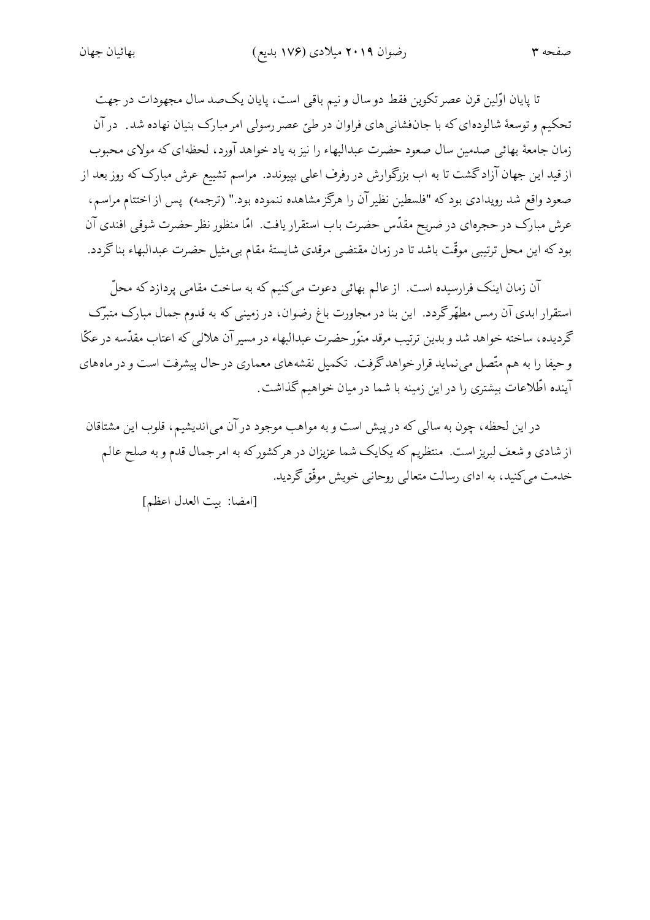تا پایان اوّلین قرن عصر تکوین فقط دو سال و نیم باقی است، پایان یک‌صد سال مجهودات در جهت تحکیم و توسعهٔ شالوده‌ای که با جانفشانی‌های فراوان در طیّ عصر رسولی امر مبارک بنیان نهاده شد. در آن زمان جامعهٔ بهائی صدمین سال صعود حضرت عبدالبهاء را نیز به یاد خواهد آورد، لحظه‌ای که مولای محبوب از قید این جهان آزاد گشت تا به اب بزرگوارش در رفرف اعلی بپیوندد. مراسم تشییع عرش مبارک که روز بعد از صعود واقع شد رویدادی بود که "فلسطین نظیر آن را هرگز مشاهده ننموده بود." (ترجمه) پس از اختتام مراسم، عرش مبارک در حجره‌ای در ضریح مقدّس حضرت باب استقرار یافت. امّا منظور نظر حضرت شوقی افندی آن بود که این محل ترتیبی موقّت باشد تا در زمان مقتضی مرقدی شایستهٔ مقام بی‌مثیل حضرت عبدالبهاء بنا گردد.

آن زمان اینک فرارسیده است. از عالم بهائی دعوت می‌کنیم که به ساخت مقامی پردازد که محلّ استقرار ابدی آن رمس مطهّر گردد. این بنا در مجاورت باغ رضوان، در زمینی که به قدوم جمال مبارک متبرّک گردیده، ساخته خواهد شد و بدین ترتیب مرقد منوّر حضرت عبدالبهاء در مسیر آن هلالی که اعتاب مقدّسه در عکّا و حیفا را به هم متّصل می‌نماید قرار خواهد گرفت. تکمیل نقشه‌های معماری در حال پیشرفت است و در ماه‌های آینده اطّلاعات بیشتری را در این زمینه با شما در میان خواهیم گذاشت.

در این لحظه، چون به سالی که در پیش است و به مواهب موجود در آن می‌اندیشیم، قلوب این مشتاقان از شادی و شعف لبریز است. منتظریم که یکایک شما عزیزان در هر کشور که به امر جمال قدم و به صلح عالم خدمت می‌کنید، به ادای رسالت متعالی روحانی خویش موفّق گردید.

[امضا: بیت العدل اعظم]